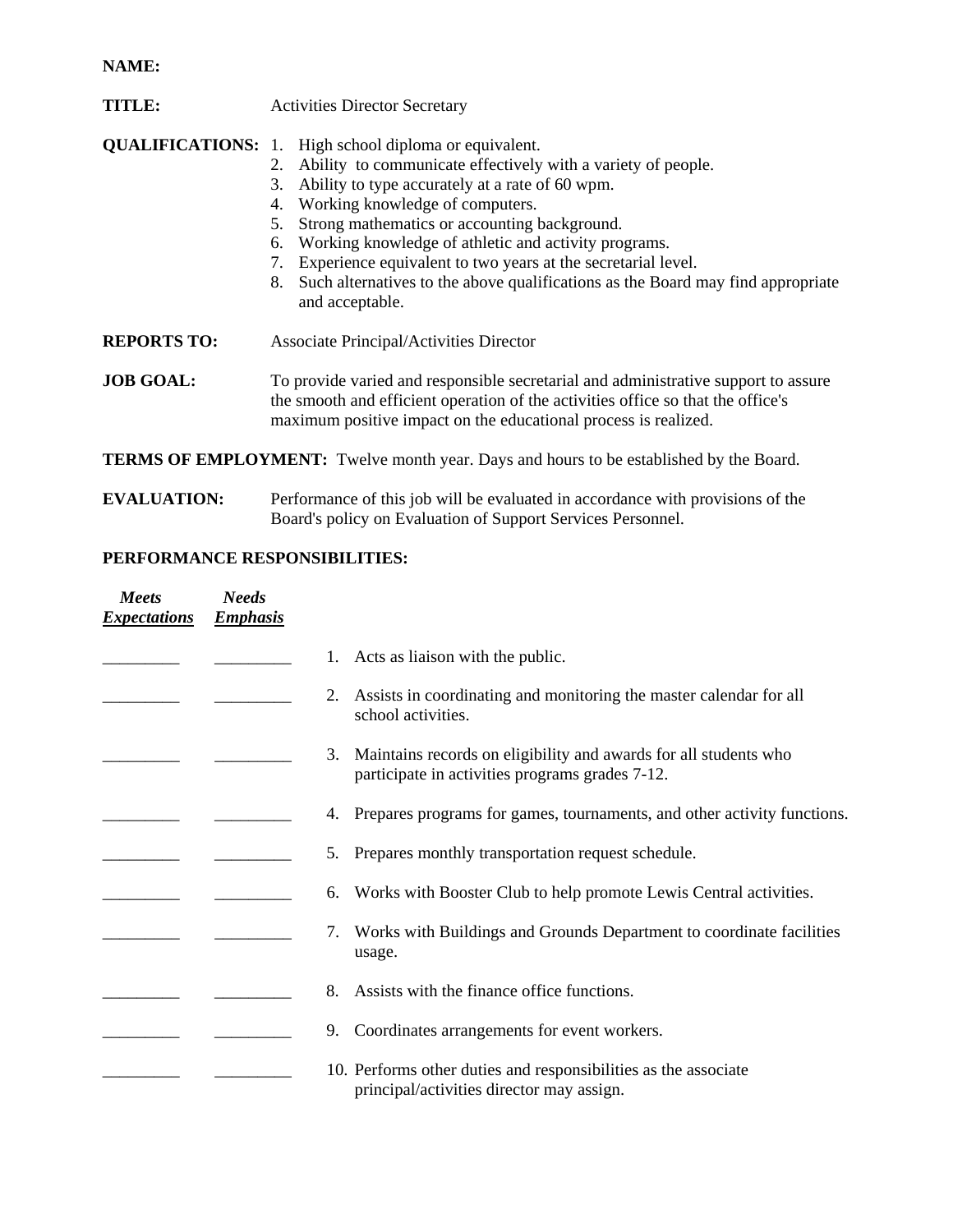**NAME:**

**TITLE:** Activities Director Secretary

**QUALIFICATIONS:**

1. High school diploma or equivalent.
2. Ability to communicate effectively with a variety of people.
3. Ability to type accurately at a rate of 60 wpm.
4. Working knowledge of computers.
5. Strong mathematics or accounting background.
6. Working knowledge of athletic and activity programs.
7. Experience equivalent to two years at the secretarial level.
8. Such alternatives to the above qualifications as the Board may find appropriate and acceptable.

**REPORTS TO:** Associate Principal/Activities Director

**JOB GOAL:** To provide varied and responsible secretarial and administrative support to assure the smooth and efficient operation of the activities office so that the office's maximum positive impact on the educational process is realized.

**TERMS OF EMPLOYMENT:** Twelve month year. Days and hours to be established by the Board.

**EVALUATION:** Performance of this job will be evaluated in accordance with provisions of the Board's policy on Evaluation of Support Services Personnel.

**PERFORMANCE RESPONSIBILITIES:**

| ***Meets Expectations*** | ***Needs Emphasis*** | |
|---|---|---|
| _________ | _________ | 1. Acts as liaison with the public. |
| _________ | _________ | 2. Assists in coordinating and monitoring the master calendar for all school activities. |
| _________ | _________ | 3. Maintains records on eligibility and awards for all students who participate in activities programs grades 7-12. |
| _________ | _________ | 4. Prepares programs for games, tournaments, and other activity functions. |
| _________ | _________ | 5. Prepares monthly transportation request schedule. |
| _________ | _________ | 6. Works with Booster Club to help promote Lewis Central activities. |
| _________ | _________ | 7. Works with Buildings and Grounds Department to coordinate facilities usage. |
| _________ | _________ | 8. Assists with the finance office functions. |
| _________ | _________ | 9. Coordinates arrangements for event workers. |
| _________ | _________ | 10. Performs other duties and responsibilities as the associate principal/activities director may assign. |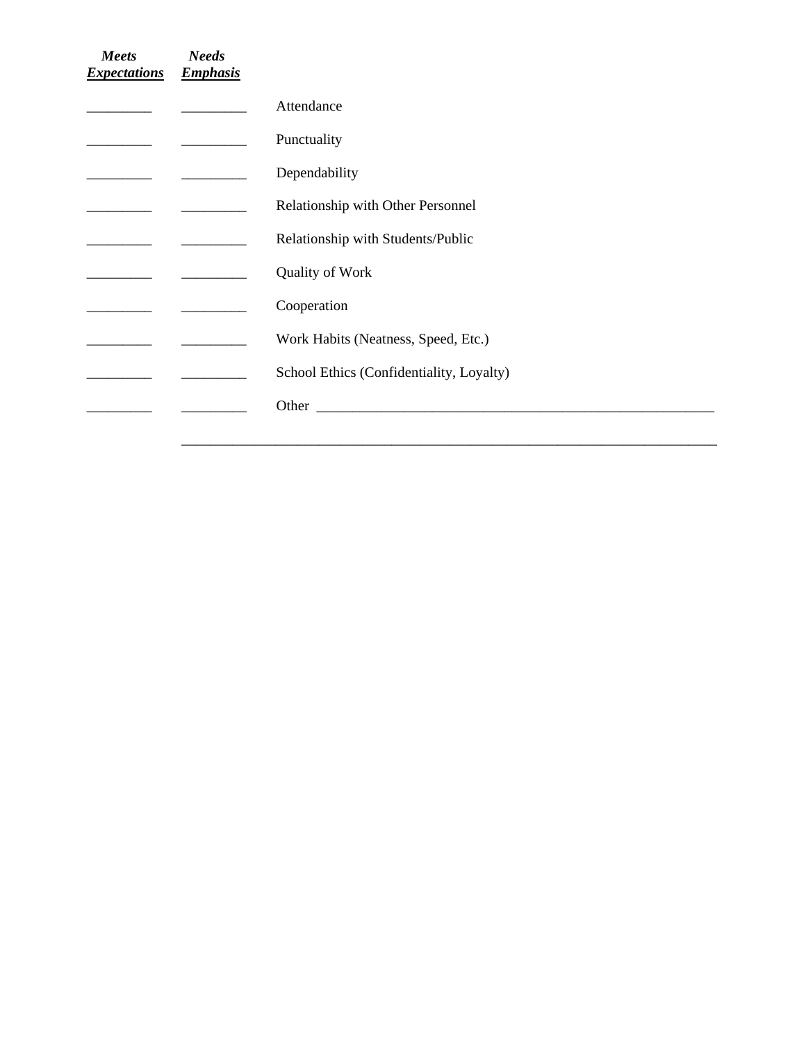| *Meets Expectations* | *Needs Emphasis* | |
|---|---|---|
| _________ | _________ | Attendance |
| _________ | _________ | Punctuality |
| _________ | _________ | Dependability |
| _________ | _________ | Relationship with Other Personnel |
| _________ | _________ | Relationship with Students/Public |
| _________ | _________ | Quality of Work |
| _________ | _________ | Cooperation |
| _________ | _________ | Work Habits (Neatness, Speed, Etc.) |
| _________ | _________ | School Ethics (Confidentiality, Loyalty) |
| _________ | _________ | Other ___________________________________________________________ |

______________________________________________________________________________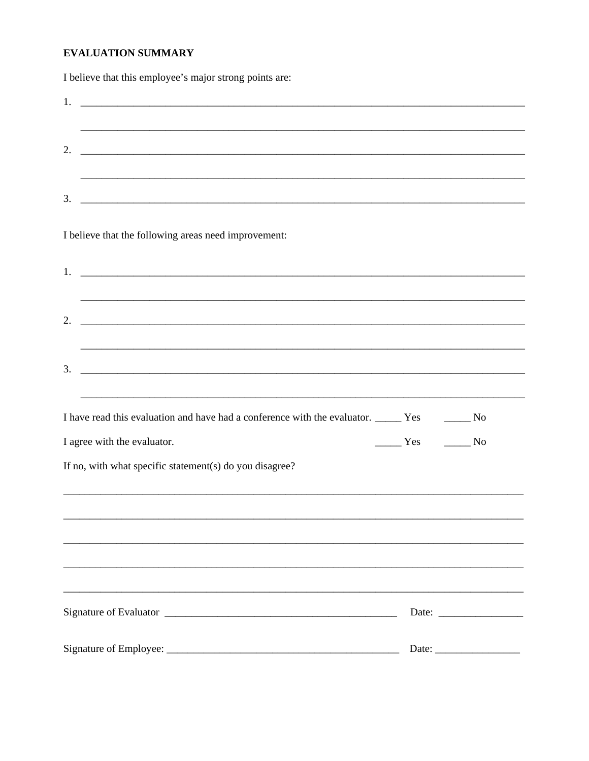**EVALUATION SUMMARY**

I believe that this employee's major strong points are:

1. ______________________________________________________________________________

   ______________________________________________________________________________

2. ______________________________________________________________________________

   ______________________________________________________________________________

3. ______________________________________________________________________________

I believe that the following areas need improvement:

1. ______________________________________________________________________________

   ______________________________________________________________________________

2. ______________________________________________________________________________

   ______________________________________________________________________________

3. ______________________________________________________________________________

   ______________________________________________________________________________

I have read this evaluation and have had a conference with the evaluator. _____ Yes _____ No

I agree with the evaluator. _____ Yes _____ No

If no, with what specific statement(s) do you disagree?

________________________________________________________________________________

________________________________________________________________________________

________________________________________________________________________________

________________________________________________________________________________

________________________________________________________________________________

Signature of Evaluator ____________________________________________ Date: ________________

Signature of Employee: ____________________________________________ Date: ________________